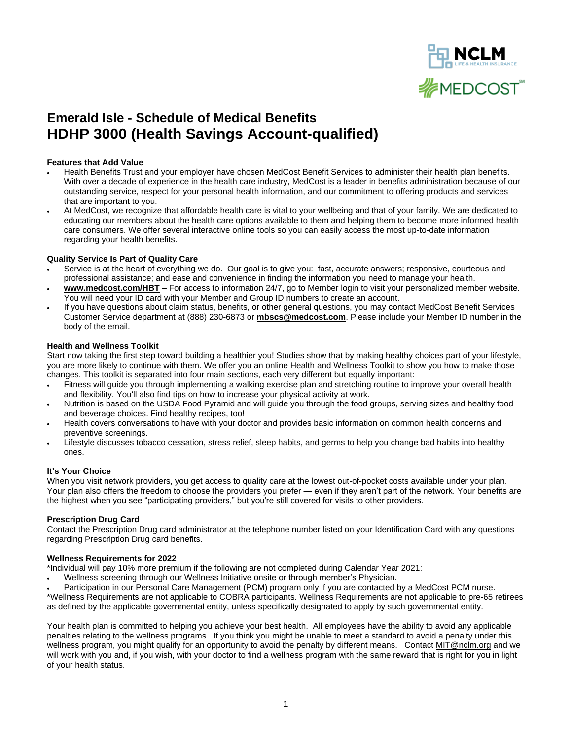# Emerald Isle - Schedule of Medical Benefits
# HDHP 3000 (Health Savings Account-qualified)

**Features that Add Value**

- Health Benefits Trust and your employer have chosen MedCost Benefit Services to administer their health plan benefits. With over a decade of experience in the health care industry, MedCost is a leader in benefits administration because of our outstanding service, respect for your personal health information, and our commitment to offering products and services that are important to you.
- At MedCost, we recognize that affordable health care is vital to your wellbeing and that of your family. We are dedicated to educating our members about the health care options available to them and helping them to become more informed health care consumers. We offer several interactive online tools so you can easily access the most up-to-date information regarding your health benefits.

**Quality Service Is Part of Quality Care**

- Service is at the heart of everything we do. Our goal is to give you: fast, accurate answers; responsive, courteous and professional assistance; and ease and convenience in finding the information you need to manage your health.
- **www.medcost.com/HBT** – For access to information 24/7, go to Member login to visit your personalized member website. You will need your ID card with your Member and Group ID numbers to create an account.
- If you have questions about claim status, benefits, or other general questions, you may contact MedCost Benefit Services Customer Service department at (888) 230-6873 or **mbscs@medcost.com**. Please include your Member ID number in the body of the email.

**Health and Wellness Toolkit**

Start now taking the first step toward building a healthier you! Studies show that by making healthy choices part of your lifestyle, you are more likely to continue with them. We offer you an online Health and Wellness Toolkit to show you how to make those changes. This toolkit is separated into four main sections, each very different but equally important:

- Fitness will guide you through implementing a walking exercise plan and stretching routine to improve your overall health and flexibility. You'll also find tips on how to increase your physical activity at work.
- Nutrition is based on the USDA Food Pyramid and will guide you through the food groups, serving sizes and healthy food and beverage choices. Find healthy recipes, too!
- Health covers conversations to have with your doctor and provides basic information on common health concerns and preventive screenings.
- Lifestyle discusses tobacco cessation, stress relief, sleep habits, and germs to help you change bad habits into healthy ones.

**It's Your Choice**

When you visit network providers, you get access to quality care at the lowest out-of-pocket costs available under your plan. Your plan also offers the freedom to choose the providers you prefer — even if they aren't part of the network. Your benefits are the highest when you see "participating providers," but you're still covered for visits to other providers.

**Prescription Drug Card**

Contact the Prescription Drug card administrator at the telephone number listed on your Identification Card with any questions regarding Prescription Drug card benefits.

**Wellness Requirements for 2022**

*Individual will pay 10% more premium if the following are not completed during Calendar Year 2021:

- Wellness screening through our Wellness Initiative onsite or through member's Physician.
- Participation in our Personal Care Management (PCM) program only if you are contacted by a MedCost PCM nurse.

*Wellness Requirements are not applicable to COBRA participants. Wellness Requirements are not applicable to pre-65 retirees as defined by the applicable governmental entity, unless specifically designated to apply by such governmental entity.

Your health plan is committed to helping you achieve your best health. All employees have the ability to avoid any applicable penalties relating to the wellness programs. If you think you might be unable to meet a standard to avoid a penalty under this wellness program, you might qualify for an opportunity to avoid the penalty by different means. Contact MIT@nclm.org and we will work with you and, if you wish, with your doctor to find a wellness program with the same reward that is right for you in light of your health status.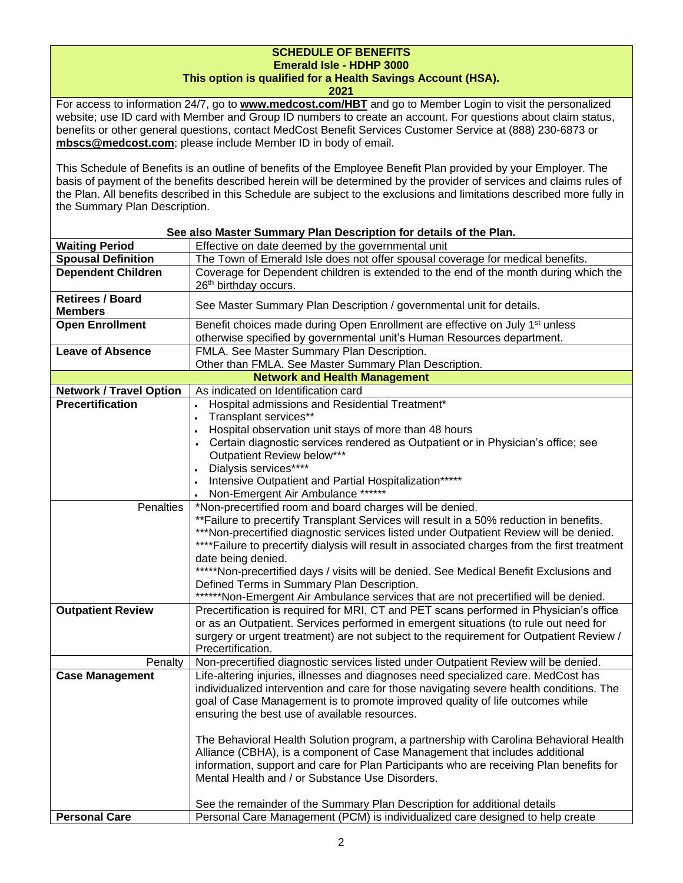**SCHEDULE OF BENEFITS**
**Emerald Isle - HDHP 3000**
**This option is qualified for a Health Savings Account (HSA).**
**2021**

For access to information 24/7, go to **www.medcost.com/HBT** and go to Member Login to visit the personalized website; use ID card with Member and Group ID numbers to create an account. For questions about claim status, benefits or other general questions, contact MedCost Benefit Services Customer Service at (888) 230-6873 or **mbscs@medcost.com**; please include Member ID in body of email.

This Schedule of Benefits is an outline of benefits of the Employee Benefit Plan provided by your Employer. The basis of payment of the benefits described herein will be determined by the provider of services and claims rules of the Plan. All benefits described in this Schedule are subject to the exclusions and limitations described more fully in the Summary Plan Description.

**See also Master Summary Plan Description for details of the Plan.**

| | |
|---|---|
| **Waiting Period** | Effective on date deemed by the governmental unit |
| **Spousal Definition** | The Town of Emerald Isle does not offer spousal coverage for medical benefits. |
| **Dependent Children** | Coverage for Dependent children is extended to the end of the month during which the 26th birthday occurs. |
| **Retirees / Board Members** | See Master Summary Plan Description / governmental unit for details. |
| **Open Enrollment** | Benefit choices made during Open Enrollment are effective on July 1st unless otherwise specified by governmental unit's Human Resources department. |
| **Leave of Absence** | FMLA. See Master Summary Plan Description.<br>Other than FMLA. See Master Summary Plan Description. |
| **Network and Health Management** | |
| **Network / Travel Option** | As indicated on Identification card |
| **Precertification** | • Hospital admissions and Residential Treatment*<br>• Transplant services**<br>• Hospital observation unit stays of more than 48 hours<br>• Certain diagnostic services rendered as Outpatient or in Physician's office; see Outpatient Review below***<br>• Dialysis services****<br>• Intensive Outpatient and Partial Hospitalization*****<br>• Non-Emergent Air Ambulance ****** |
| Penalties | *Non-precertified room and board charges will be denied.<br>**Failure to precertify Transplant Services will result in a 50% reduction in benefits.<br>***Non-precertified diagnostic services listed under Outpatient Review will be denied.<br>****Failure to precertify dialysis will result in associated charges from the first treatment date being denied.<br>*****Non-precertified days / visits will be denied. See Medical Benefit Exclusions and Defined Terms in Summary Plan Description.<br>******Non-Emergent Air Ambulance services that are not precertified will be denied. |
| **Outpatient Review** | Precertification is required for MRI, CT and PET scans performed in Physician's office or as an Outpatient. Services performed in emergent situations (to rule out need for surgery or urgent treatment) are not subject to the requirement for Outpatient Review / Precertification. |
| Penalty | Non-precertified diagnostic services listed under Outpatient Review will be denied. |
| **Case Management** | Life-altering injuries, illnesses and diagnoses need specialized care. MedCost has individualized intervention and care for those navigating severe health conditions. The goal of Case Management is to promote improved quality of life outcomes while ensuring the best use of available resources.<br><br>The Behavioral Health Solution program, a partnership with Carolina Behavioral Health Alliance (CBHA), is a component of Case Management that includes additional information, support and care for Plan Participants who are receiving Plan benefits for Mental Health and / or Substance Use Disorders.<br><br>See the remainder of the Summary Plan Description for additional details |
| **Personal Care** | Personal Care Management (PCM) is individualized care designed to help create |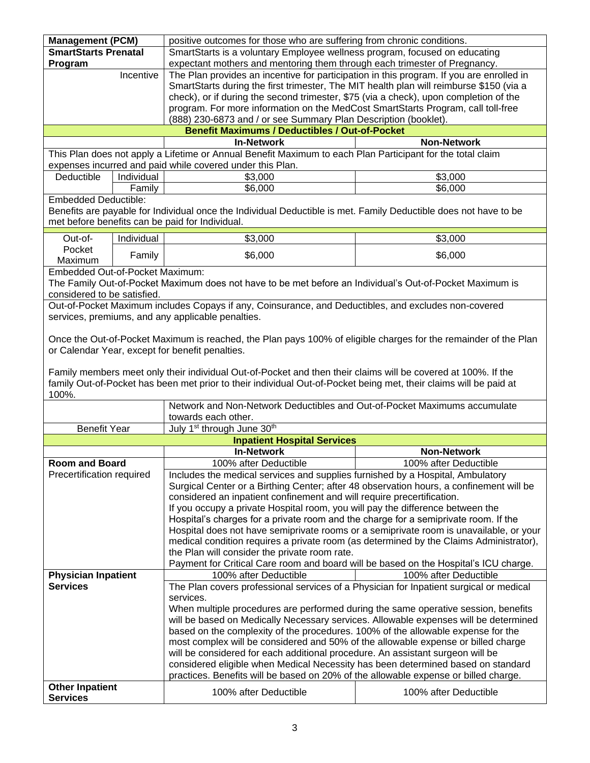| | | | |
|---|---|---|---|
| **Management (PCM)** | | positive outcomes for those who are suffering from chronic conditions. | |
| **SmartStarts Prenatal Program** | | SmartStarts is a voluntary Employee wellness program, focused on educating expectant mothers and mentoring them through each trimester of Pregnancy. | |
| | Incentive | The Plan provides an incentive for participation in this program. If you are enrolled in SmartStarts during the first trimester, The MIT health plan will reimburse $150 (via a check), or if during the second trimester, $75 (via a check), upon completion of the program. For more information on the MedCost SmartStarts Program, call toll-free (888) 230-6873 and / or see Summary Plan Description (booklet). | |
| **Benefit Maximums / Deductibles / Out-of-Pocket** | | | |
| | | **In-Network** | **Non-Network** |
| This Plan does not apply a Lifetime or Annual Benefit Maximum to each Plan Participant for the total claim expenses incurred and paid while covered under this Plan. | | | |
| Deductible | Individual | $3,000 | $3,000 |
| | Family | $6,000 | $6,000 |
| Embedded Deductible: Benefits are payable for Individual once the Individual Deductible is met. Family Deductible does not have to be met before benefits can be paid for Individual. | | | |
| Out-of-Pocket Maximum | Individual | $3,000 | $3,000 |
| | Family | $6,000 | $6,000 |
| Embedded Out-of-Pocket Maximum: The Family Out-of-Pocket Maximum does not have to be met before an Individual's Out-of-Pocket Maximum is considered to be satisfied. | | | |
| Out-of-Pocket Maximum includes Copays if any, Coinsurance, and Deductibles, and excludes non-covered services, premiums, and any applicable penalties.<br><br>Once the Out-of-Pocket Maximum is reached, the Plan pays 100% of eligible charges for the remainder of the Plan or Calendar Year, except for benefit penalties.<br><br>Family members meet only their individual Out-of-Pocket and then their claims will be covered at 100%. If the family Out-of-Pocket has been met prior to their individual Out-of-Pocket being met, their claims will be paid at 100%. | | | |
| | | Network and Non-Network Deductibles and Out-of-Pocket Maximums accumulate towards each other. | |
| Benefit Year | | July 1st through June 30th | |
| **Inpatient Hospital Services** | | | |
| | | **In-Network** | **Non-Network** |
| **Room and Board** | | 100% after Deductible | 100% after Deductible |
| Precertification required | | Includes the medical services and supplies furnished by a Hospital, Ambulatory Surgical Center or a Birthing Center; after 48 observation hours, a confinement will be considered an inpatient confinement and will require precertification.<br>If you occupy a private Hospital room, you will pay the difference between the Hospital's charges for a private room and the charge for a semiprivate room. If the Hospital does not have semiprivate rooms or a semiprivate room is unavailable, or your medical condition requires a private room (as determined by the Claims Administrator), the Plan will consider the private room rate.<br>Payment for Critical Care room and board will be based on the Hospital's ICU charge. | |
| **Physician Inpatient Services** | | 100% after Deductible | 100% after Deductible |
| | | The Plan covers professional services of a Physician for Inpatient surgical or medical services.<br>When multiple procedures are performed during the same operative session, benefits will be based on Medically Necessary services. Allowable expenses will be determined based on the complexity of the procedures. 100% of the allowable expense for the most complex will be considered and 50% of the allowable expense or billed charge will be considered for each additional procedure. An assistant surgeon will be considered eligible when Medical Necessity has been determined based on standard practices. Benefits will be based on 20% of the allowable expense or billed charge. | |
| **Other Inpatient Services** | | 100% after Deductible | 100% after Deductible |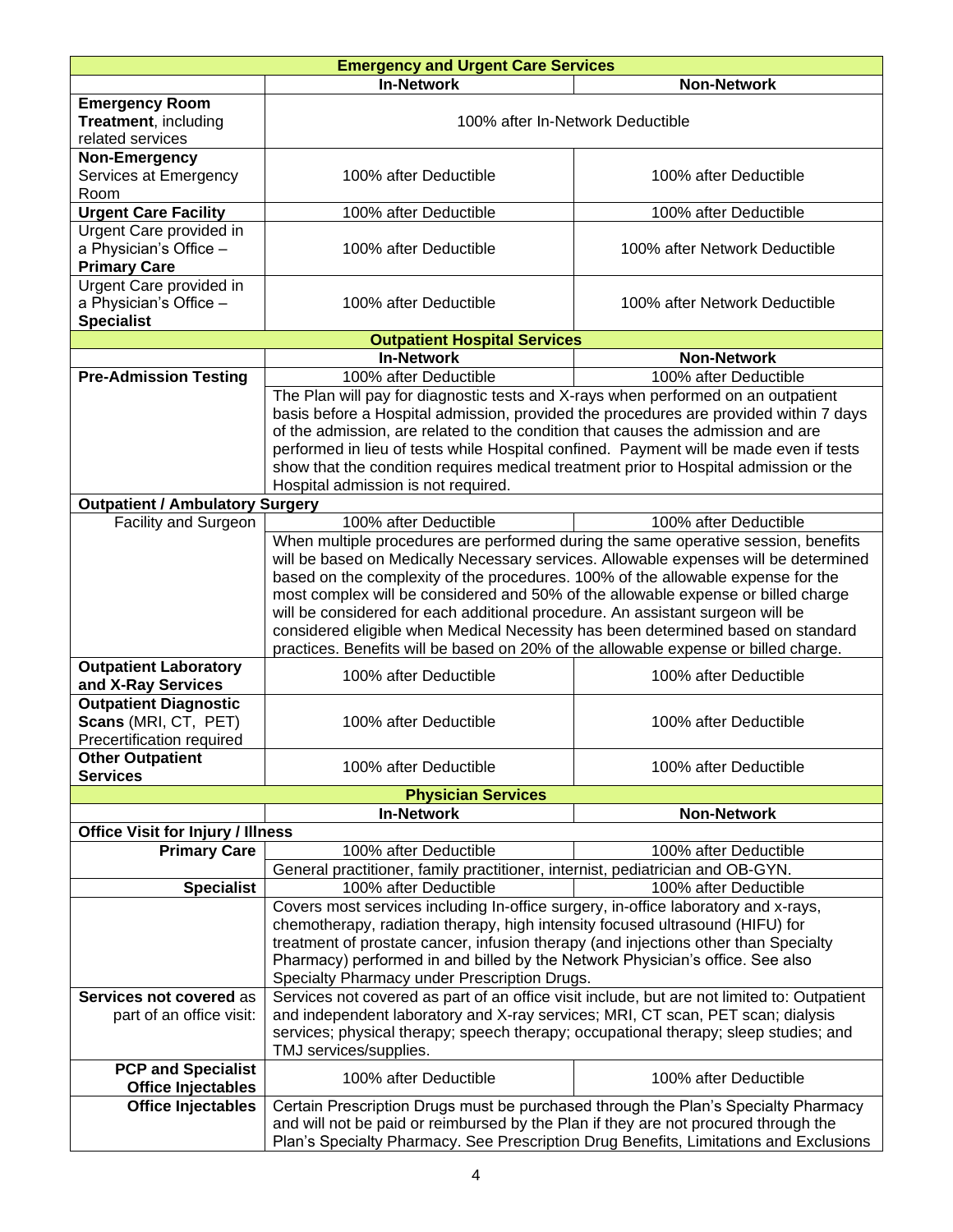| Emergency and Urgent Care Services | | |
|---|---|---|
| | **In-Network** | **Non-Network** |
| **Emergency Room Treatment**, including related services | 100% after In-Network Deductible | |
| **Non-Emergency** Services at Emergency Room | 100% after Deductible | 100% after Deductible |
| **Urgent Care Facility** | 100% after Deductible | 100% after Deductible |
| Urgent Care provided in a Physician's Office – **Primary Care** | 100% after Deductible | 100% after Network Deductible |
| Urgent Care provided in a Physician's Office – **Specialist** | 100% after Deductible | 100% after Network Deductible |

| Outpatient Hospital Services | | |
|---|---|---|
| | **In-Network** | **Non-Network** |
| **Pre-Admission Testing** | 100% after Deductible | 100% after Deductible |
| | The Plan will pay for diagnostic tests and X-rays when performed on an outpatient basis before a Hospital admission, provided the procedures are provided within 7 days of the admission, are related to the condition that causes the admission and are performed in lieu of tests while Hospital confined. Payment will be made even if tests show that the condition requires medical treatment prior to Hospital admission or the Hospital admission is not required. | |
| **Outpatient / Ambulatory Surgery** | | |
| Facility and Surgeon | 100% after Deductible | 100% after Deductible |
| | When multiple procedures are performed during the same operative session, benefits will be based on Medically Necessary services. Allowable expenses will be determined based on the complexity of the procedures. 100% of the allowable expense for the most complex will be considered and 50% of the allowable expense or billed charge will be considered for each additional procedure. An assistant surgeon will be considered eligible when Medical Necessity has been determined based on standard practices. Benefits will be based on 20% of the allowable expense or billed charge. | |
| **Outpatient Laboratory and X-Ray Services** | 100% after Deductible | 100% after Deductible |
| **Outpatient Diagnostic Scans** (MRI, CT, PET) Precertification required | 100% after Deductible | 100% after Deductible |
| **Other Outpatient Services** | 100% after Deductible | 100% after Deductible |

| Physician Services | | |
|---|---|---|
| | **In-Network** | **Non-Network** |
| **Office Visit for Injury / Illness** | | |
| **Primary Care** | 100% after Deductible | 100% after Deductible |
| | General practitioner, family practitioner, internist, pediatrician and OB-GYN. | |
| **Specialist** | 100% after Deductible | 100% after Deductible |
| | Covers most services including In-office surgery, in-office laboratory and x-rays, chemotherapy, radiation therapy, high intensity focused ultrasound (HIFU) for treatment of prostate cancer, infusion therapy (and injections other than Specialty Pharmacy) performed in and billed by the Network Physician's office. See also Specialty Pharmacy under Prescription Drugs. | |
| **Services not covered** as part of an office visit: | Services not covered as part of an office visit include, but are not limited to: Outpatient and independent laboratory and X-ray services; MRI, CT scan, PET scan; dialysis services; physical therapy; speech therapy; occupational therapy; sleep studies; and TMJ services/supplies. | |
| **PCP and Specialist Office Injectables** | 100% after Deductible | 100% after Deductible |
| **Office Injectables** | Certain Prescription Drugs must be purchased through the Plan's Specialty Pharmacy and will not be paid or reimbursed by the Plan if they are not procured through the Plan's Specialty Pharmacy. See Prescription Drug Benefits, Limitations and Exclusions | |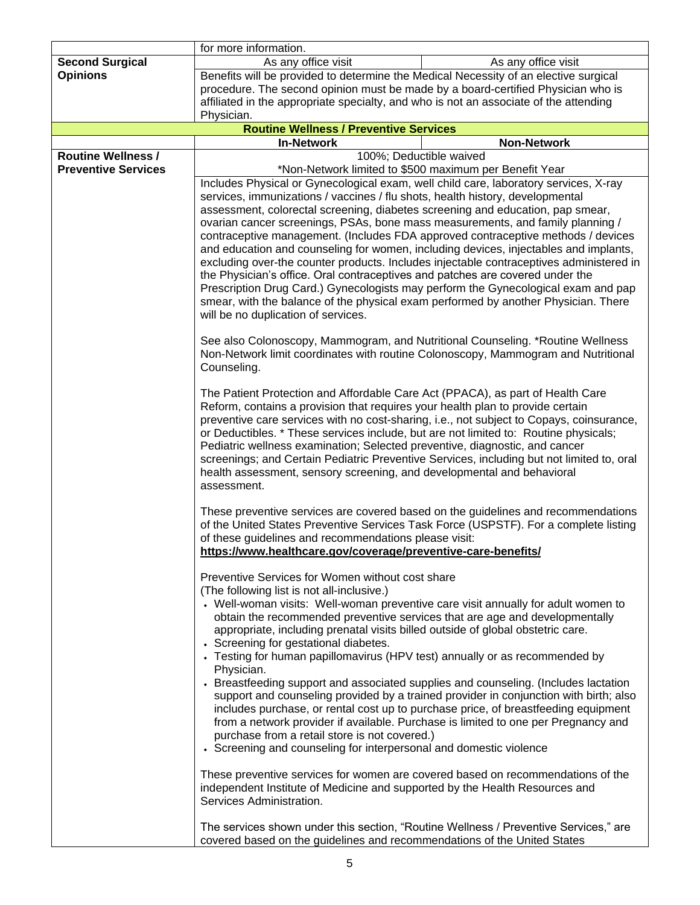| | | |
|---|---|---|
| | for more information. | |
| **Second Surgical Opinions** | As any office visit | As any office visit |
| | Benefits will be provided to determine the Medical Necessity of an elective surgical procedure. The second opinion must be made by a board-certified Physician who is affiliated in the appropriate specialty, and who is not an associate of the attending Physician. | |
| **Routine Wellness / Preventive Services** | | |
| | **In-Network** | **Non-Network** |
| **Routine Wellness / Preventive Services** | 100%; Deductible waived<br>*Non-Network limited to $500 maximum per Benefit Year | |
| | Includes Physical or Gynecological exam, well child care, laboratory services, X-ray services, immunizations / vaccines / flu shots, health history, developmental assessment, colorectal screening, diabetes screening and education, pap smear, ovarian cancer screenings, PSAs, bone mass measurements, and family planning / contraceptive management. (Includes FDA approved contraceptive methods / devices and education and counseling for women, including devices, injectables and implants, excluding over-the counter products. Includes injectable contraceptives administered in the Physician's office. Oral contraceptives and patches are covered under the Prescription Drug Card.) Gynecologists may perform the Gynecological exam and pap smear, with the balance of the physical exam performed by another Physician. There will be no duplication of services.<br><br>See also Colonoscopy, Mammogram, and Nutritional Counseling. *Routine Wellness Non-Network limit coordinates with routine Colonoscopy, Mammogram and Nutritional Counseling.<br><br>The Patient Protection and Affordable Care Act (PPACA), as part of Health Care Reform, contains a provision that requires your health plan to provide certain preventive care services with no cost-sharing, i.e., not subject to Copays, coinsurance, or Deductibles. * These services include, but are not limited to: Routine physicals; Pediatric wellness examination; Selected preventive, diagnostic, and cancer screenings; and Certain Pediatric Preventive Services, including but not limited to, oral health assessment, sensory screening, and developmental and behavioral assessment.<br><br>These preventive services are covered based on the guidelines and recommendations of the United States Preventive Services Task Force (USPSTF). For a complete listing of these guidelines and recommendations please visit:<br>**https://www.healthcare.gov/coverage/preventive-care-benefits/**<br><br>Preventive Services for Women without cost share<br>(The following list is not all-inclusive.)<br>• Well-woman visits: Well-woman preventive care visit annually for adult women to obtain the recommended preventive services that are age and developmentally appropriate, including prenatal visits billed outside of global obstetric care.<br>• Screening for gestational diabetes.<br>• Testing for human papillomavirus (HPV test) annually or as recommended by Physician.<br>• Breastfeeding support and associated supplies and counseling. (Includes lactation support and counseling provided by a trained provider in conjunction with birth; also includes purchase, or rental cost up to purchase price, of breastfeeding equipment from a network provider if available. Purchase is limited to one per Pregnancy and purchase from a retail store is not covered.)<br>• Screening and counseling for interpersonal and domestic violence<br><br>These preventive services for women are covered based on recommendations of the independent Institute of Medicine and supported by the Health Resources and Services Administration.<br><br>The services shown under this section, "Routine Wellness / Preventive Services," are covered based on the guidelines and recommendations of the United States | |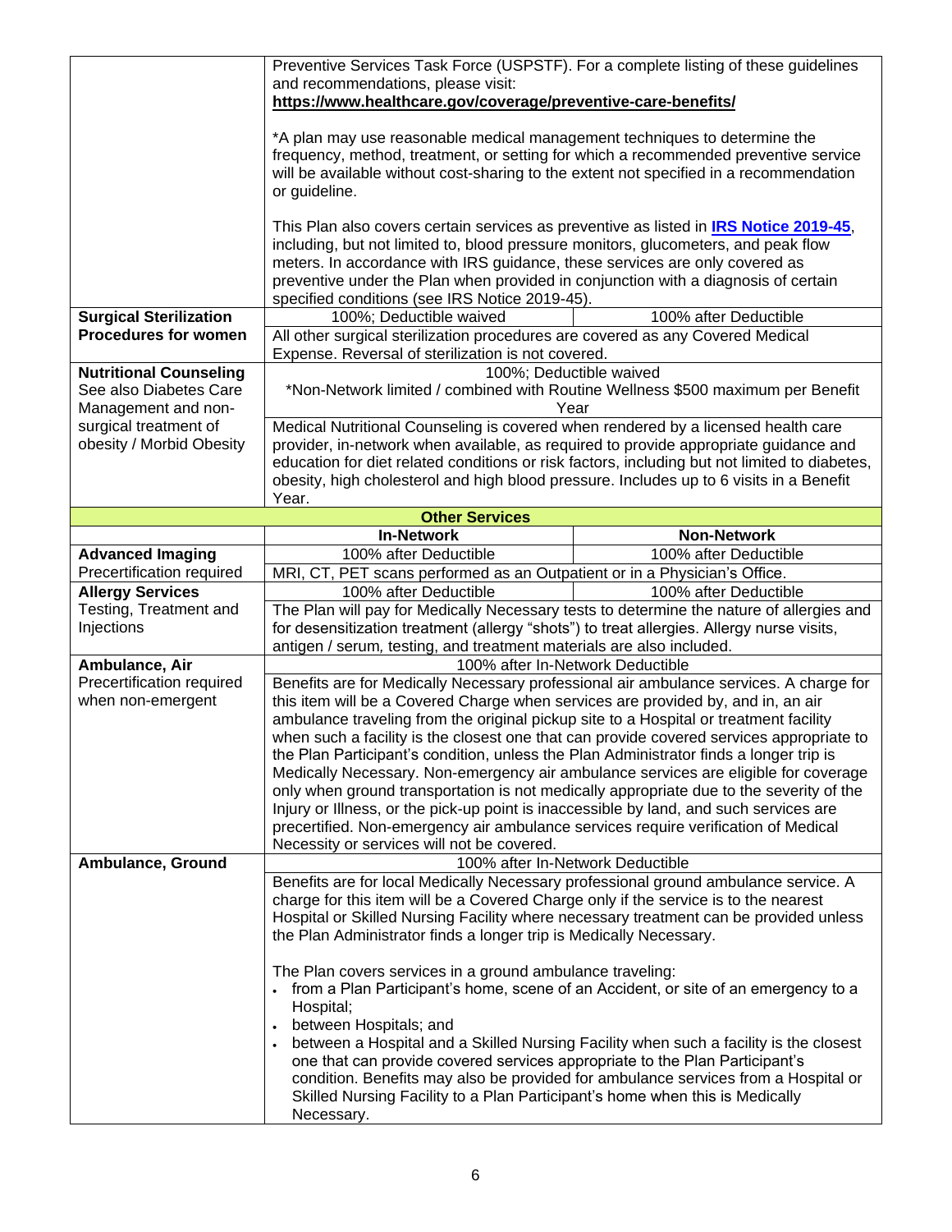| | In-Network | Non-Network |
|---|---|---|
| | Preventive Services Task Force (USPSTF). For a complete listing of these guidelines and recommendations, please visit: **https://www.healthcare.gov/coverage/preventive-care-benefits/**<br><br>*A plan may use reasonable medical management techniques to determine the frequency, method, treatment, or setting for which a recommended preventive service will be available without cost-sharing to the extent not specified in a recommendation or guideline.<br><br>This Plan also covers certain services as preventive as listed in **IRS Notice 2019-45**, including, but not limited to, blood pressure monitors, glucometers, and peak flow meters. In accordance with IRS guidance, these services are only covered as preventive under the Plan when provided in conjunction with a diagnosis of certain specified conditions (see IRS Notice 2019-45). | |
| **Surgical Sterilization Procedures for women** | 100%; Deductible waived | 100% after Deductible |
| | All other surgical sterilization procedures are covered as any Covered Medical Expense. Reversal of sterilization is not covered. | |
| **Nutritional Counseling**<br>See also Diabetes Care Management and non-surgical treatment of obesity / Morbid Obesity | 100%; Deductible waived<br>*Non-Network limited / combined with Routine Wellness $500 maximum per Benefit Year | |
| | Medical Nutritional Counseling is covered when rendered by a licensed health care provider, in-network when available, as required to provide appropriate guidance and education for diet related conditions or risk factors, including but not limited to diabetes, obesity, high cholesterol and high blood pressure. Includes up to 6 visits in a Benefit Year. | |
| **Other Services** | | |
| | **In-Network** | **Non-Network** |
| **Advanced Imaging**<br>Precertification required | 100% after Deductible | 100% after Deductible |
| | MRI, CT, PET scans performed as an Outpatient or in a Physician's Office. | |
| **Allergy Services**<br>Testing, Treatment and Injections | 100% after Deductible | 100% after Deductible |
| | The Plan will pay for Medically Necessary tests to determine the nature of allergies and for desensitization treatment (allergy "shots") to treat allergies. Allergy nurse visits, antigen / serum, testing, and treatment materials are also included. | |
| **Ambulance, Air**<br>Precertification required when non-emergent | 100% after In-Network Deductible | |
| | Benefits are for Medically Necessary professional air ambulance services. A charge for this item will be a Covered Charge when services are provided by, and in, an air ambulance traveling from the original pickup site to a Hospital or treatment facility when such a facility is the closest one that can provide covered services appropriate to the Plan Participant's condition, unless the Plan Administrator finds a longer trip is Medically Necessary. Non-emergency air ambulance services are eligible for coverage only when ground transportation is not medically appropriate due to the severity of the Injury or Illness, or the pick-up point is inaccessible by land, and such services are precertified. Non-emergency air ambulance services require verification of Medical Necessity or services will not be covered. | |
| **Ambulance, Ground** | 100% after In-Network Deductible | |
| | Benefits are for local Medically Necessary professional ground ambulance service. A charge for this item will be a Covered Charge only if the service is to the nearest Hospital or Skilled Nursing Facility where necessary treatment can be provided unless the Plan Administrator finds a longer trip is Medically Necessary.<br><br>The Plan covers services in a ground ambulance traveling:<br>• from a Plan Participant's home, scene of an Accident, or site of an emergency to a Hospital;<br>• between Hospitals; and<br>• between a Hospital and a Skilled Nursing Facility when such a facility is the closest one that can provide covered services appropriate to the Plan Participant's condition. Benefits may also be provided for ambulance services from a Hospital or Skilled Nursing Facility to a Plan Participant's home when this is Medically Necessary. | |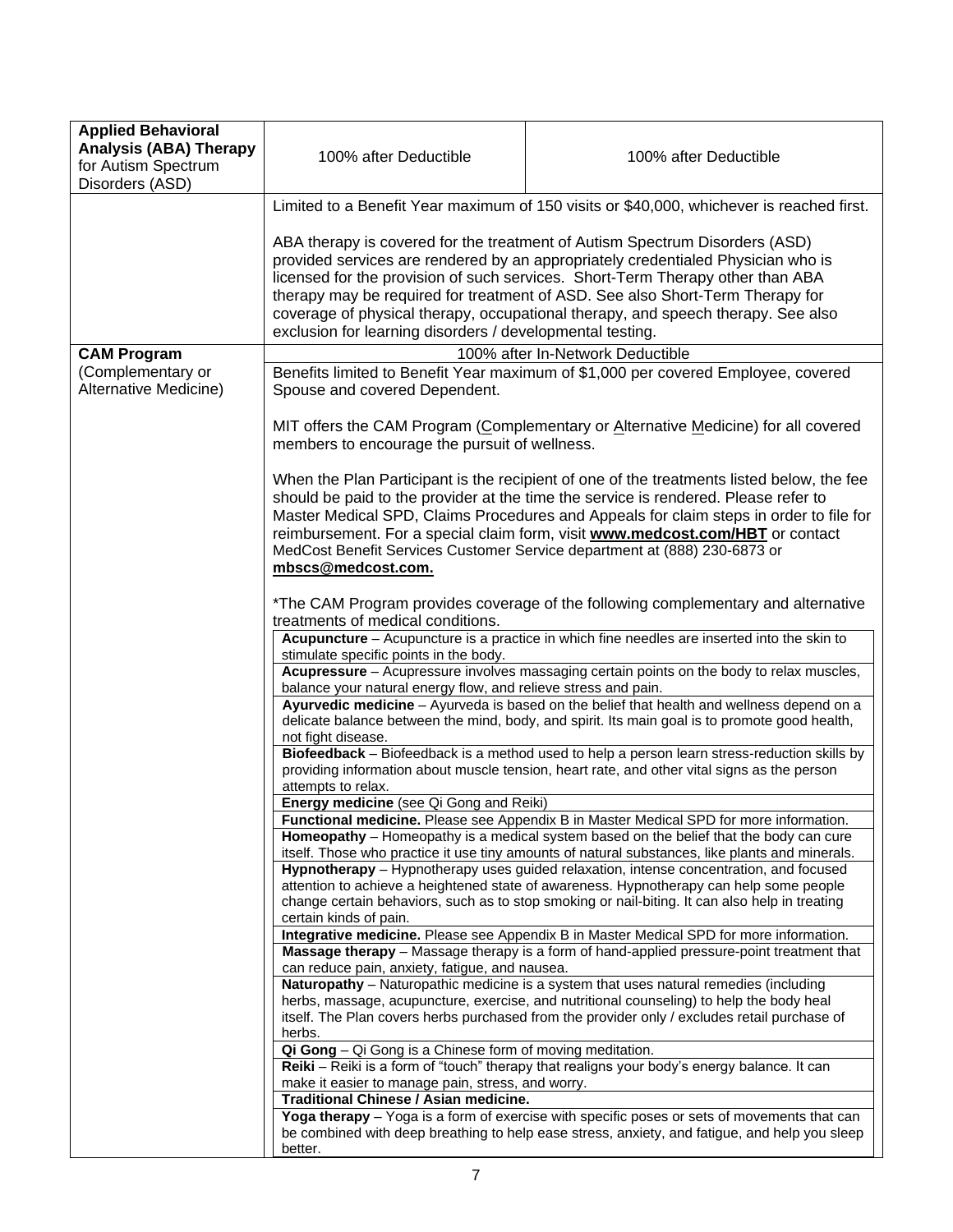| | | |
|---|---|---|
| **Applied Behavioral Analysis (ABA) Therapy** for Autism Spectrum Disorders (ASD) | 100% after Deductible | 100% after Deductible |
| | Limited to a Benefit Year maximum of 150 visits or $40,000, whichever is reached first.<br><br>ABA therapy is covered for the treatment of Autism Spectrum Disorders (ASD) provided services are rendered by an appropriately credentialed Physician who is licensed for the provision of such services. Short-Term Therapy other than ABA therapy may be required for treatment of ASD. See also Short-Term Therapy for coverage of physical therapy, occupational therapy, and speech therapy. See also exclusion for learning disorders / developmental testing. | |
| **CAM Program** (Complementary or Alternative Medicine) | 100% after In-Network Deductible | |
| | Benefits limited to Benefit Year maximum of $1,000 per covered Employee, covered Spouse and covered Dependent.<br><br>MIT offers the CAM Program (Complementary or Alternative Medicine) for all covered members to encourage the pursuit of wellness.<br><br>When the Plan Participant is the recipient of one of the treatments listed below, the fee should be paid to the provider at the time the service is rendered. Please refer to Master Medical SPD, Claims Procedures and Appeals for claim steps in order to file for reimbursement. For a special claim form, visit **www.medcost.com/HBT** or contact MedCost Benefit Services Customer Service department at (888) 230-6873 or **mbscs@medcost.com.**<br><br>*The CAM Program provides coverage of the following complementary and alternative treatments of medical conditions. | |

| |
|---|
| **Acupuncture** – Acupuncture is a practice in which fine needles are inserted into the skin to stimulate specific points in the body. |
| **Acupressure** – Acupressure involves massaging certain points on the body to relax muscles, balance your natural energy flow, and relieve stress and pain. |
| **Ayurvedic medicine** – Ayurveda is based on the belief that health and wellness depend on a delicate balance between the mind, body, and spirit. Its main goal is to promote good health, not fight disease. |
| **Biofeedback** – Biofeedback is a method used to help a person learn stress-reduction skills by providing information about muscle tension, heart rate, and other vital signs as the person attempts to relax. |
| **Energy medicine** (see Qi Gong and Reiki) |
| **Functional medicine.** Please see Appendix B in Master Medical SPD for more information. |
| **Homeopathy** – Homeopathy is a medical system based on the belief that the body can cure itself. Those who practice it use tiny amounts of natural substances, like plants and minerals. |
| **Hypnotherapy** – Hypnotherapy uses guided relaxation, intense concentration, and focused attention to achieve a heightened state of awareness. Hypnotherapy can help some people change certain behaviors, such as to stop smoking or nail-biting. It can also help in treating certain kinds of pain. |
| **Integrative medicine.** Please see Appendix B in Master Medical SPD for more information. |
| **Massage therapy** – Massage therapy is a form of hand-applied pressure-point treatment that can reduce pain, anxiety, fatigue, and nausea. |
| **Naturopathy** – Naturopathic medicine is a system that uses natural remedies (including herbs, massage, acupuncture, exercise, and nutritional counseling) to help the body heal itself. The Plan covers herbs purchased from the provider only / excludes retail purchase of herbs. |
| **Qi Gong** – Qi Gong is a Chinese form of moving meditation. |
| **Reiki** – Reiki is a form of "touch" therapy that realigns your body's energy balance. It can make it easier to manage pain, stress, and worry. |
| **Traditional Chinese / Asian medicine.** |
| **Yoga therapy** – Yoga is a form of exercise with specific poses or sets of movements that can be combined with deep breathing to help ease stress, anxiety, and fatigue, and help you sleep better. |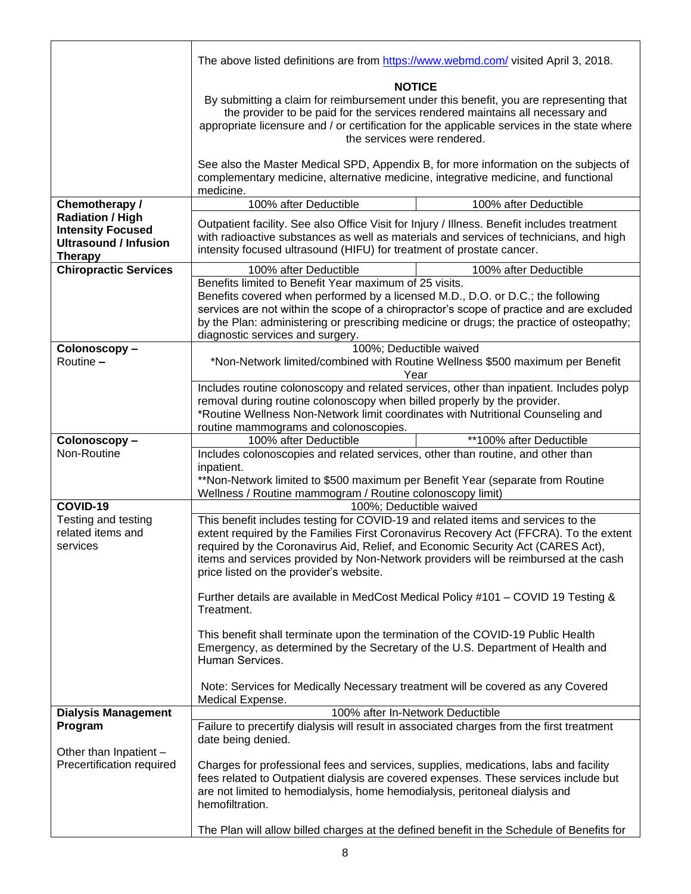| | | |
|---|---|---|
| | The above listed definitions are from https://www.webmd.com/ visited April 3, 2018.<br><br>**NOTICE**<br>By submitting a claim for reimbursement under this benefit, you are representing that the provider to be paid for the services rendered maintains all necessary and appropriate licensure and / or certification for the applicable services in the state where the services were rendered.<br><br>See also the Master Medical SPD, Appendix B, for more information on the subjects of complementary medicine, alternative medicine, integrative medicine, and functional medicine. | |
| **Chemotherapy / Radiation / High Intensity Focused Ultrasound / Infusion Therapy** | 100% after Deductible | 100% after Deductible |
| | Outpatient facility. See also Office Visit for Injury / Illness. Benefit includes treatment with radioactive substances as well as materials and services of technicians, and high intensity focused ultrasound (HIFU) for treatment of prostate cancer. | |
| **Chiropractic Services** | 100% after Deductible | 100% after Deductible |
| | Benefits limited to Benefit Year maximum of 25 visits.<br>Benefits covered when performed by a licensed M.D., D.O. or D.C.; the following services are not within the scope of a chiropractor's scope of practice and are excluded by the Plan: administering or prescribing medicine or drugs; the practice of osteopathy; diagnostic services and surgery. | |
| **Colonoscopy –** Routine **–** | 100%; Deductible waived<br>*Non-Network limited/combined with Routine Wellness $500 maximum per Benefit Year | |
| | Includes routine colonoscopy and related services, other than inpatient. Includes polyp removal during routine colonoscopy when billed properly by the provider.<br>*Routine Wellness Non-Network limit coordinates with Nutritional Counseling and routine mammograms and colonoscopies. | |
| **Colonoscopy –** Non-Routine | 100% after Deductible | **100% after Deductible |
| | Includes colonoscopies and related services, other than routine, and other than inpatient.<br>**Non-Network limited to $500 maximum per Benefit Year (separate from Routine Wellness / Routine mammogram / Routine colonoscopy limit) | |
| **COVID-19** Testing and testing related items and services | 100%; Deductible waived | |
| | This benefit includes testing for COVID-19 and related items and services to the extent required by the Families First Coronavirus Recovery Act (FFCRA). To the extent required by the Coronavirus Aid, Relief, and Economic Security Act (CARES Act), items and services provided by Non-Network providers will be reimbursed at the cash price listed on the provider's website.<br><br>Further details are available in MedCost Medical Policy #101 – COVID 19 Testing & Treatment.<br><br>This benefit shall terminate upon the termination of the COVID-19 Public Health Emergency, as determined by the Secretary of the U.S. Department of Health and Human Services.<br><br>Note: Services for Medically Necessary treatment will be covered as any Covered Medical Expense. | |
| **Dialysis Management Program**<br><br>Other than Inpatient – Precertification required | 100% after In-Network Deductible | |
| | Failure to precertify dialysis will result in associated charges from the first treatment date being denied.<br><br>Charges for professional fees and services, supplies, medications, labs and facility fees related to Outpatient dialysis are covered expenses. These services include but are not limited to hemodialysis, home hemodialysis, peritoneal dialysis and hemofiltration.<br><br>The Plan will allow billed charges at the defined benefit in the Schedule of Benefits for | |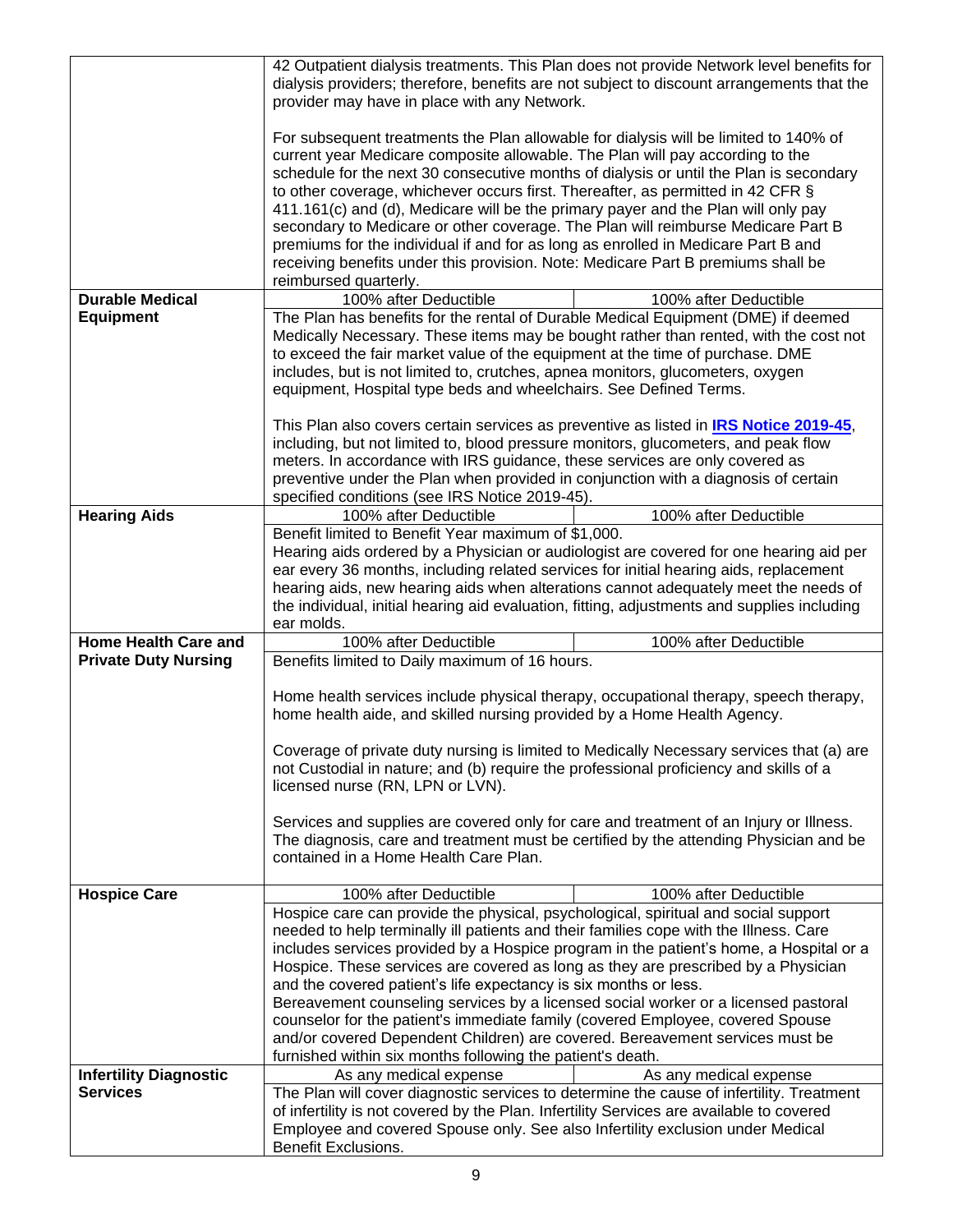| | | |
|---|---|---|
| | 42 Outpatient dialysis treatments. This Plan does not provide Network level benefits for dialysis providers; therefore, benefits are not subject to discount arrangements that the provider may have in place with any Network.<br><br>For subsequent treatments the Plan allowable for dialysis will be limited to 140% of current year Medicare composite allowable. The Plan will pay according to the schedule for the next 30 consecutive months of dialysis or until the Plan is secondary to other coverage, whichever occurs first. Thereafter, as permitted in 42 CFR § 411.161(c) and (d), Medicare will be the primary payer and the Plan will only pay secondary to Medicare or other coverage. The Plan will reimburse Medicare Part B premiums for the individual if and for as long as enrolled in Medicare Part B and receiving benefits under this provision. Note: Medicare Part B premiums shall be reimbursed quarterly. | |
| **Durable Medical Equipment** | 100% after Deductible | 100% after Deductible |
| | The Plan has benefits for the rental of Durable Medical Equipment (DME) if deemed Medically Necessary. These items may be bought rather than rented, with the cost not to exceed the fair market value of the equipment at the time of purchase. DME includes, but is not limited to, crutches, apnea monitors, glucometers, oxygen equipment, Hospital type beds and wheelchairs. See Defined Terms.<br><br>This Plan also covers certain services as preventive as listed in **IRS Notice 2019-45**, including, but not limited to, blood pressure monitors, glucometers, and peak flow meters. In accordance with IRS guidance, these services are only covered as preventive under the Plan when provided in conjunction with a diagnosis of certain specified conditions (see IRS Notice 2019-45). | |
| **Hearing Aids** | 100% after Deductible | 100% after Deductible |
| | Benefit limited to Benefit Year maximum of $1,000.<br>Hearing aids ordered by a Physician or audiologist are covered for one hearing aid per ear every 36 months, including related services for initial hearing aids, replacement hearing aids, new hearing aids when alterations cannot adequately meet the needs of the individual, initial hearing aid evaluation, fitting, adjustments and supplies including ear molds. | |
| **Home Health Care and Private Duty Nursing** | 100% after Deductible | 100% after Deductible |
| | Benefits limited to Daily maximum of 16 hours.<br><br>Home health services include physical therapy, occupational therapy, speech therapy, home health aide, and skilled nursing provided by a Home Health Agency.<br><br>Coverage of private duty nursing is limited to Medically Necessary services that (a) are not Custodial in nature; and (b) require the professional proficiency and skills of a licensed nurse (RN, LPN or LVN).<br><br>Services and supplies are covered only for care and treatment of an Injury or Illness. The diagnosis, care and treatment must be certified by the attending Physician and be contained in a Home Health Care Plan. | |
| **Hospice Care** | 100% after Deductible | 100% after Deductible |
| | Hospice care can provide the physical, psychological, spiritual and social support needed to help terminally ill patients and their families cope with the Illness. Care includes services provided by a Hospice program in the patient's home, a Hospital or a Hospice. These services are covered as long as they are prescribed by a Physician and the covered patient's life expectancy is six months or less.<br>Bereavement counseling services by a licensed social worker or a licensed pastoral counselor for the patient's immediate family (covered Employee, covered Spouse and/or covered Dependent Children) are covered. Bereavement services must be furnished within six months following the patient's death. | |
| **Infertility Diagnostic Services** | As any medical expense | As any medical expense |
| | The Plan will cover diagnostic services to determine the cause of infertility. Treatment of infertility is not covered by the Plan. Infertility Services are available to covered Employee and covered Spouse only. See also Infertility exclusion under Medical Benefit Exclusions. | |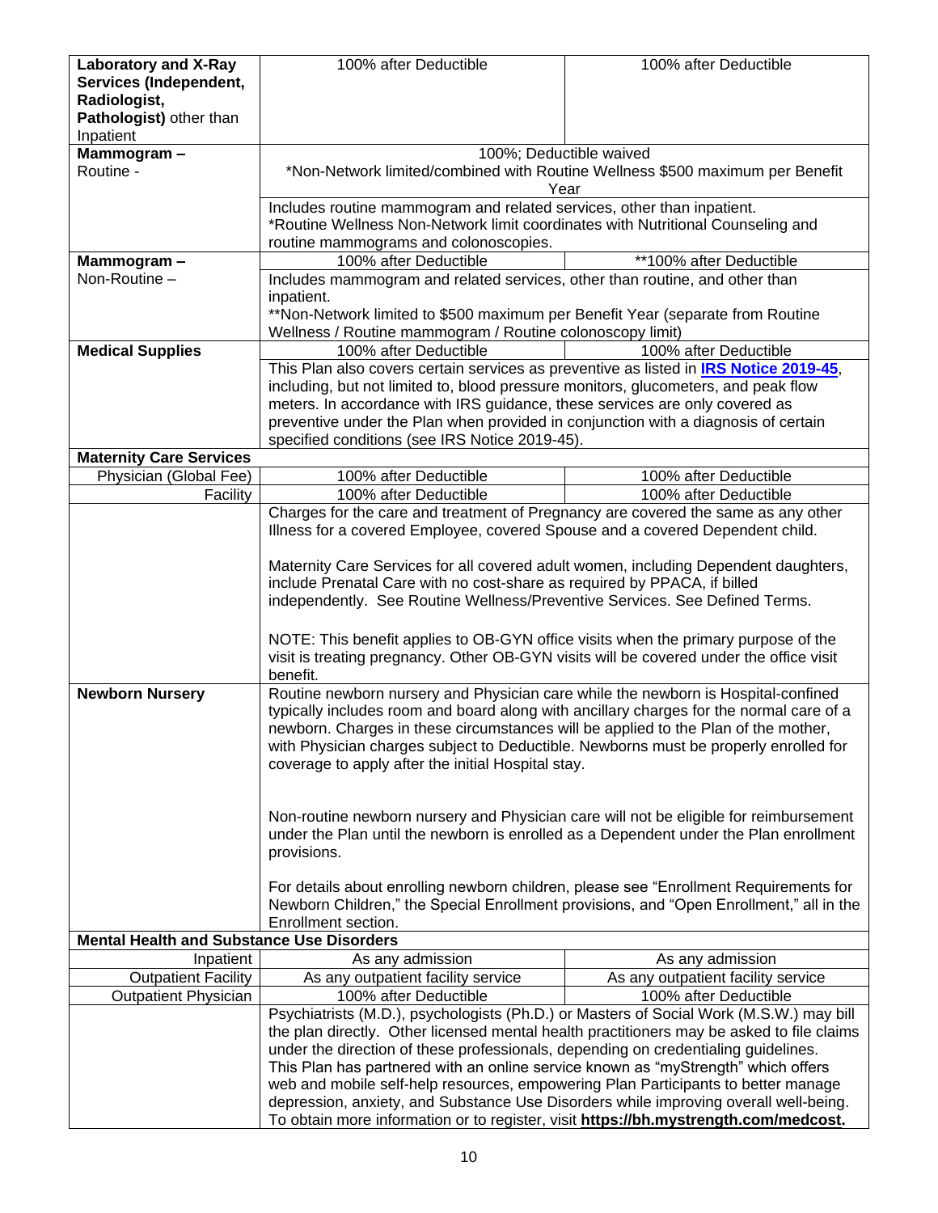| | | |
|---|---|---|
| **Laboratory and X-Ray Services (Independent, Radiologist, Pathologist)** other than Inpatient | 100% after Deductible | 100% after Deductible |
| **Mammogram –** Routine - | 100%; Deductible waived<br>*Non-Network limited/combined with Routine Wellness $500 maximum per Benefit Year | |
| | Includes routine mammogram and related services, other than inpatient.<br>*Routine Wellness Non-Network limit coordinates with Nutritional Counseling and routine mammograms and colonoscopies. | |
| **Mammogram –** Non-Routine – | 100% after Deductible | **100% after Deductible |
| | Includes mammogram and related services, other than routine, and other than inpatient.<br>**Non-Network limited to $500 maximum per Benefit Year (separate from Routine Wellness / Routine mammogram / Routine colonoscopy limit) | |
| **Medical Supplies** | 100% after Deductible | 100% after Deductible |
| | This Plan also covers certain services as preventive as listed in **IRS Notice 2019-45**, including, but not limited to, blood pressure monitors, glucometers, and peak flow meters. In accordance with IRS guidance, these services are only covered as preventive under the Plan when provided in conjunction with a diagnosis of certain specified conditions (see IRS Notice 2019-45). | |
| **Maternity Care Services** | | |
| Physician (Global Fee) | 100% after Deductible | 100% after Deductible |
| Facility | 100% after Deductible | 100% after Deductible |
| | Charges for the care and treatment of Pregnancy are covered the same as any other Illness for a covered Employee, covered Spouse and a covered Dependent child.<br><br>Maternity Care Services for all covered adult women, including Dependent daughters, include Prenatal Care with no cost-share as required by PPACA, if billed independently. See Routine Wellness/Preventive Services. See Defined Terms.<br><br>NOTE: This benefit applies to OB-GYN office visits when the primary purpose of the visit is treating pregnancy. Other OB-GYN visits will be covered under the office visit benefit. | |
| **Newborn Nursery** | Routine newborn nursery and Physician care while the newborn is Hospital-confined typically includes room and board along with ancillary charges for the normal care of a newborn. Charges in these circumstances will be applied to the Plan of the mother, with Physician charges subject to Deductible. Newborns must be properly enrolled for coverage to apply after the initial Hospital stay.<br><br>Non-routine newborn nursery and Physician care will not be eligible for reimbursement under the Plan until the newborn is enrolled as a Dependent under the Plan enrollment provisions.<br><br>For details about enrolling newborn children, please see "Enrollment Requirements for Newborn Children," the Special Enrollment provisions, and "Open Enrollment," all in the Enrollment section. | |
| **Mental Health and Substance Use Disorders** | | |
| Inpatient | As any admission | As any admission |
| Outpatient Facility | As any outpatient facility service | As any outpatient facility service |
| Outpatient Physician | 100% after Deductible | 100% after Deductible |
| | Psychiatrists (M.D.), psychologists (Ph.D.) or Masters of Social Work (M.S.W.) may bill the plan directly. Other licensed mental health practitioners may be asked to file claims under the direction of these professionals, depending on credentialing guidelines.<br>This Plan has partnered with an online service known as "myStrength" which offers web and mobile self-help resources, empowering Plan Participants to better manage depression, anxiety, and Substance Use Disorders while improving overall well-being. To obtain more information or to register, visit **https://bh.mystrength.com/medcost.** | |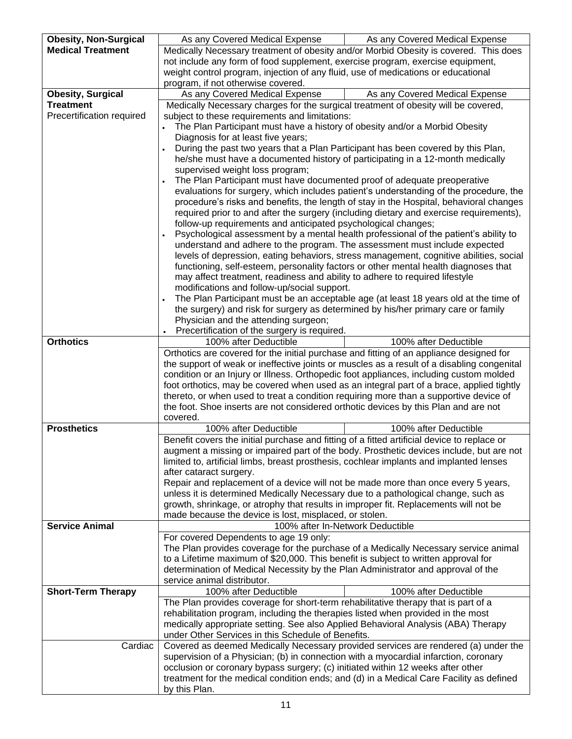| | | |
|---|---|---|
| **Obesity, Non-Surgical Medical Treatment** | As any Covered Medical Expense | As any Covered Medical Expense |
| | Medically Necessary treatment of obesity and/or Morbid Obesity is covered. This does not include any form of food supplement, exercise program, exercise equipment, weight control program, injection of any fluid, use of medications or educational program, if not otherwise covered. | |
| **Obesity, Surgical Treatment** Precertification required | As any Covered Medical Expense | As any Covered Medical Expense |
| | Medically Necessary charges for the surgical treatment of obesity will be covered, subject to these requirements and limitations:<br>• The Plan Participant must have a history of obesity and/or a Morbid Obesity Diagnosis for at least five years;<br>• During the past two years that a Plan Participant has been covered by this Plan, he/she must have a documented history of participating in a 12-month medically supervised weight loss program;<br>• The Plan Participant must have documented proof of adequate preoperative evaluations for surgery, which includes patient's understanding of the procedure, the procedure's risks and benefits, the length of stay in the Hospital, behavioral changes required prior to and after the surgery (including dietary and exercise requirements), follow-up requirements and anticipated psychological changes;<br>• Psychological assessment by a mental health professional of the patient's ability to understand and adhere to the program. The assessment must include expected levels of depression, eating behaviors, stress management, cognitive abilities, social functioning, self-esteem, personality factors or other mental health diagnoses that may affect treatment, readiness and ability to adhere to required lifestyle modifications and follow-up/social support.<br>• The Plan Participant must be an acceptable age (at least 18 years old at the time of the surgery) and risk for surgery as determined by his/her primary care or family Physician and the attending surgeon;<br>• Precertification of the surgery is required. | |
| **Orthotics** | 100% after Deductible | 100% after Deductible |
| | Orthotics are covered for the initial purchase and fitting of an appliance designed for the support of weak or ineffective joints or muscles as a result of a disabling congenital condition or an Injury or Illness. Orthopedic foot appliances, including custom molded foot orthotics, may be covered when used as an integral part of a brace, applied tightly thereto, or when used to treat a condition requiring more than a supportive device of the foot. Shoe inserts are not considered orthotic devices by this Plan and are not covered. | |
| **Prosthetics** | 100% after Deductible | 100% after Deductible |
| | Benefit covers the initial purchase and fitting of a fitted artificial device to replace or augment a missing or impaired part of the body. Prosthetic devices include, but are not limited to, artificial limbs, breast prosthesis, cochlear implants and implanted lenses after cataract surgery.<br>Repair and replacement of a device will not be made more than once every 5 years, unless it is determined Medically Necessary due to a pathological change, such as growth, shrinkage, or atrophy that results in improper fit. Replacements will not be made because the device is lost, misplaced, or stolen. | |
| **Service Animal** | 100% after In-Network Deductible | |
| | For covered Dependents to age 19 only:<br>The Plan provides coverage for the purchase of a Medically Necessary service animal to a Lifetime maximum of $20,000. This benefit is subject to written approval for determination of Medical Necessity by the Plan Administrator and approval of the service animal distributor. | |
| **Short-Term Therapy** | 100% after Deductible | 100% after Deductible |
| | The Plan provides coverage for short-term rehabilitative therapy that is part of a rehabilitation program, including the therapies listed when provided in the most medically appropriate setting. See also Applied Behavioral Analysis (ABA) Therapy under Other Services in this Schedule of Benefits. | |
| Cardiac | Covered as deemed Medically Necessary provided services are rendered (a) under the supervision of a Physician; (b) in connection with a myocardial infarction, coronary occlusion or coronary bypass surgery; (c) initiated within 12 weeks after other treatment for the medical condition ends; and (d) in a Medical Care Facility as defined by this Plan. | |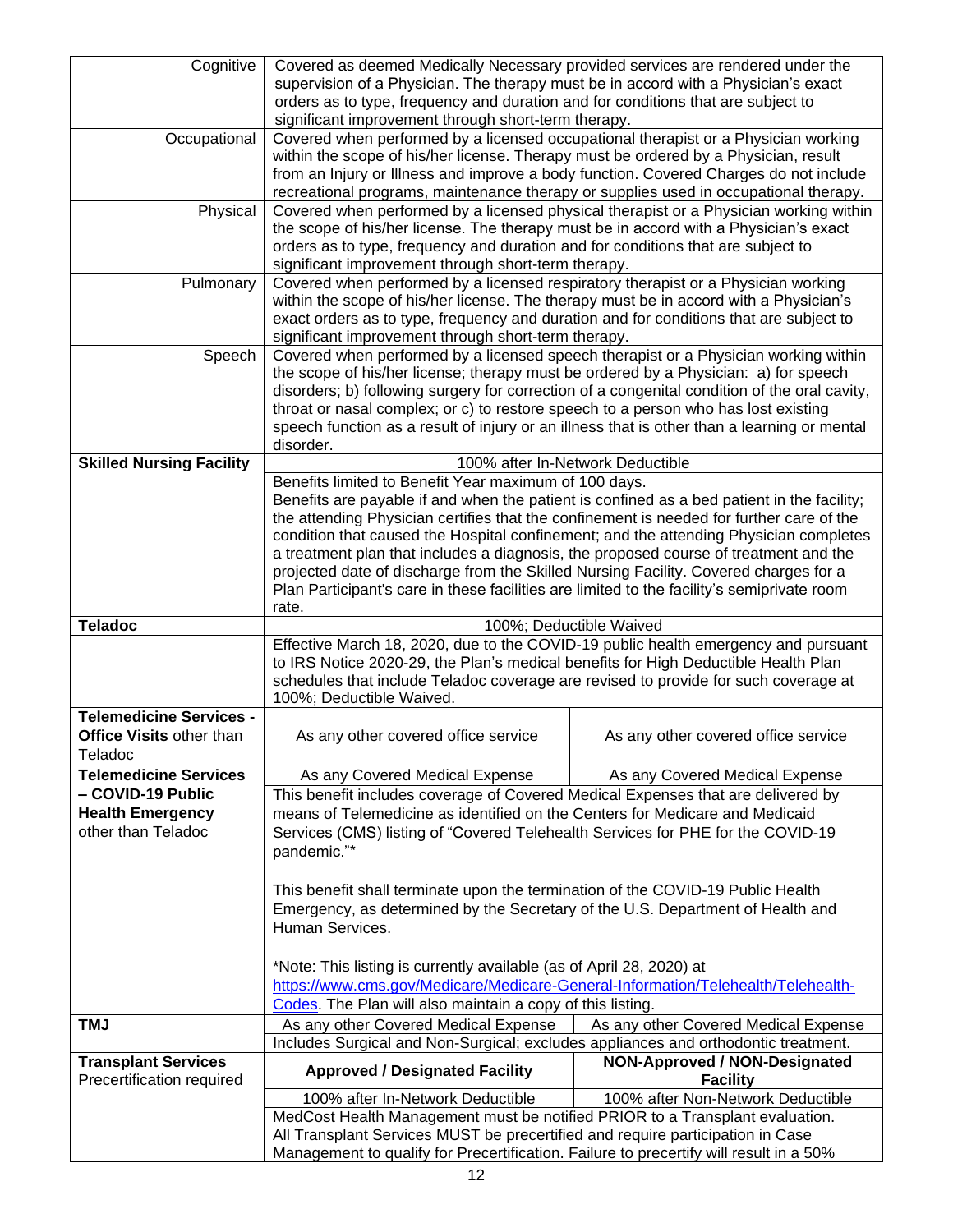| | | |
|---|---|---|
| Cognitive | Covered as deemed Medically Necessary provided services are rendered under the supervision of a Physician. The therapy must be in accord with a Physician's exact orders as to type, frequency and duration and for conditions that are subject to significant improvement through short-term therapy. | |
| Occupational | Covered when performed by a licensed occupational therapist or a Physician working within the scope of his/her license. Therapy must be ordered by a Physician, result from an Injury or Illness and improve a body function. Covered Charges do not include recreational programs, maintenance therapy or supplies used in occupational therapy. | |
| Physical | Covered when performed by a licensed physical therapist or a Physician working within the scope of his/her license. The therapy must be in accord with a Physician's exact orders as to type, frequency and duration and for conditions that are subject to significant improvement through short-term therapy. | |
| Pulmonary | Covered when performed by a licensed respiratory therapist or a Physician working within the scope of his/her license. The therapy must be in accord with a Physician's exact orders as to type, frequency and duration and for conditions that are subject to significant improvement through short-term therapy. | |
| Speech | Covered when performed by a licensed speech therapist or a Physician working within the scope of his/her license; therapy must be ordered by a Physician: a) for speech disorders; b) following surgery for correction of a congenital condition of the oral cavity, throat or nasal complex; or c) to restore speech to a person who has lost existing speech function as a result of injury or an illness that is other than a learning or mental disorder. | |
| **Skilled Nursing Facility** | 100% after In-Network Deductible | |
| | Benefits limited to Benefit Year maximum of 100 days. Benefits are payable if and when the patient is confined as a bed patient in the facility; the attending Physician certifies that the confinement is needed for further care of the condition that caused the Hospital confinement; and the attending Physician completes a treatment plan that includes a diagnosis, the proposed course of treatment and the projected date of discharge from the Skilled Nursing Facility. Covered charges for a Plan Participant's care in these facilities are limited to the facility's semiprivate room rate. | |
| **Teladoc** | 100%; Deductible Waived | |
| | Effective March 18, 2020, due to the COVID-19 public health emergency and pursuant to IRS Notice 2020-29, the Plan's medical benefits for High Deductible Health Plan schedules that include Teladoc coverage are revised to provide for such coverage at 100%; Deductible Waived. | |
| **Telemedicine Services - Office Visits** other than Teladoc | As any other covered office service | As any other covered office service |
| **Telemedicine Services – COVID-19 Public Health Emergency** other than Teladoc | As any Covered Medical Expense | As any Covered Medical Expense |
| | This benefit includes coverage of Covered Medical Expenses that are delivered by means of Telemedicine as identified on the Centers for Medicare and Medicaid Services (CMS) listing of "Covered Telehealth Services for PHE for the COVID-19 pandemic."*<br><br>This benefit shall terminate upon the termination of the COVID-19 Public Health Emergency, as determined by the Secretary of the U.S. Department of Health and Human Services.<br><br>*Note: This listing is currently available (as of April 28, 2020) at https://www.cms.gov/Medicare/Medicare-General-Information/Telehealth/Telehealth-Codes. The Plan will also maintain a copy of this listing. | |
| **TMJ** | As any other Covered Medical Expense | As any other Covered Medical Expense |
| | Includes Surgical and Non-Surgical; excludes appliances and orthodontic treatment. | |
| **Transplant Services** Precertification required | **Approved / Designated Facility** | **NON-Approved / NON-Designated Facility** |
| | 100% after In-Network Deductible | 100% after Non-Network Deductible |
| | MedCost Health Management must be notified PRIOR to a Transplant evaluation. All Transplant Services MUST be precertified and require participation in Case Management to qualify for Precertification. Failure to precertify will result in a 50% | |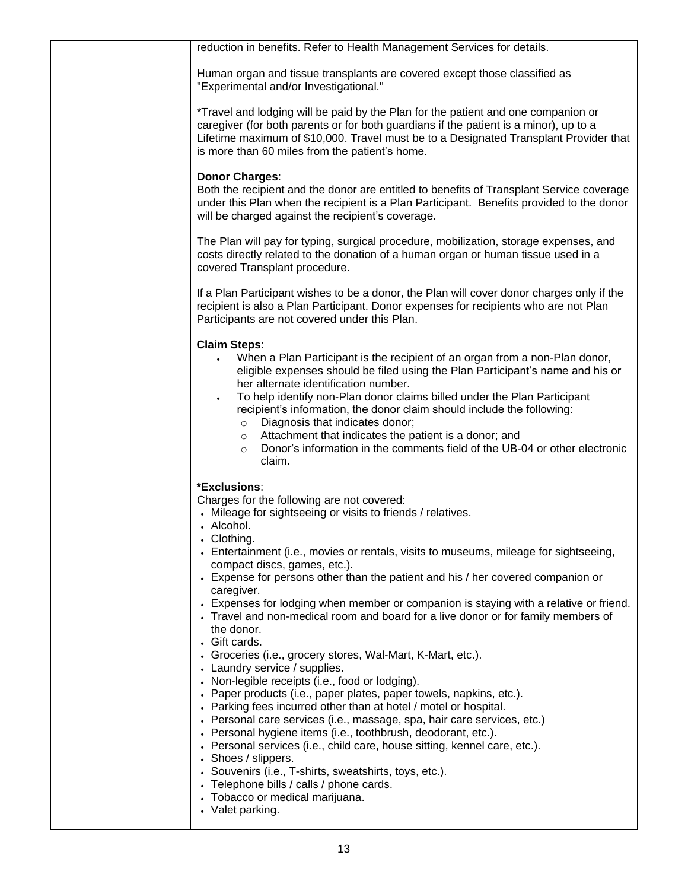| | |
|---|---|
| | reduction in benefits. Refer to Health Management Services for details.<br><br>Human organ and tissue transplants are covered except those classified as "Experimental and/or Investigational."<br><br>*Travel and lodging will be paid by the Plan for the patient and one companion or caregiver (for both parents or for both guardians if the patient is a minor), up to a Lifetime maximum of $10,000. Travel must be to a Designated Transplant Provider that is more than 60 miles from the patient's home.<br><br>**Donor Charges**:<br>Both the recipient and the donor are entitled to benefits of Transplant Service coverage under this Plan when the recipient is a Plan Participant. Benefits provided to the donor will be charged against the recipient's coverage.<br><br>The Plan will pay for typing, surgical procedure, mobilization, storage expenses, and costs directly related to the donation of a human organ or human tissue used in a covered Transplant procedure.<br><br>If a Plan Participant wishes to be a donor, the Plan will cover donor charges only if the recipient is also a Plan Participant. Donor expenses for recipients who are not Plan Participants are not covered under this Plan.<br><br>**Claim Steps**:<br>• When a Plan Participant is the recipient of an organ from a non-Plan donor, eligible expenses should be filed using the Plan Participant's name and his or her alternate identification number.<br>• To help identify non-Plan donor claims billed under the Plan Participant recipient's information, the donor claim should include the following:<br>&nbsp;&nbsp;&nbsp;&nbsp;○ Diagnosis that indicates donor;<br>&nbsp;&nbsp;&nbsp;&nbsp;○ Attachment that indicates the patient is a donor; and<br>&nbsp;&nbsp;&nbsp;&nbsp;○ Donor's information in the comments field of the UB-04 or other electronic claim.<br><br>***Exclusions**:<br>Charges for the following are not covered:<br>• Mileage for sightseeing or visits to friends / relatives.<br>• Alcohol.<br>• Clothing.<br>• Entertainment (i.e., movies or rentals, visits to museums, mileage for sightseeing, compact discs, games, etc.).<br>• Expense for persons other than the patient and his / her covered companion or caregiver.<br>• Expenses for lodging when member or companion is staying with a relative or friend.<br>• Travel and non-medical room and board for a live donor or for family members of the donor.<br>• Gift cards.<br>• Groceries (i.e., grocery stores, Wal-Mart, K-Mart, etc.).<br>• Laundry service / supplies.<br>• Non-legible receipts (i.e., food or lodging).<br>• Paper products (i.e., paper plates, paper towels, napkins, etc.).<br>• Parking fees incurred other than at hotel / motel or hospital.<br>• Personal care services (i.e., massage, spa, hair care services, etc.)<br>• Personal hygiene items (i.e., toothbrush, deodorant, etc.).<br>• Personal services (i.e., child care, house sitting, kennel care, etc.).<br>• Shoes / slippers.<br>• Souvenirs (i.e., T-shirts, sweatshirts, toys, etc.).<br>• Telephone bills / calls / phone cards.<br>• Tobacco or medical marijuana.<br>• Valet parking. |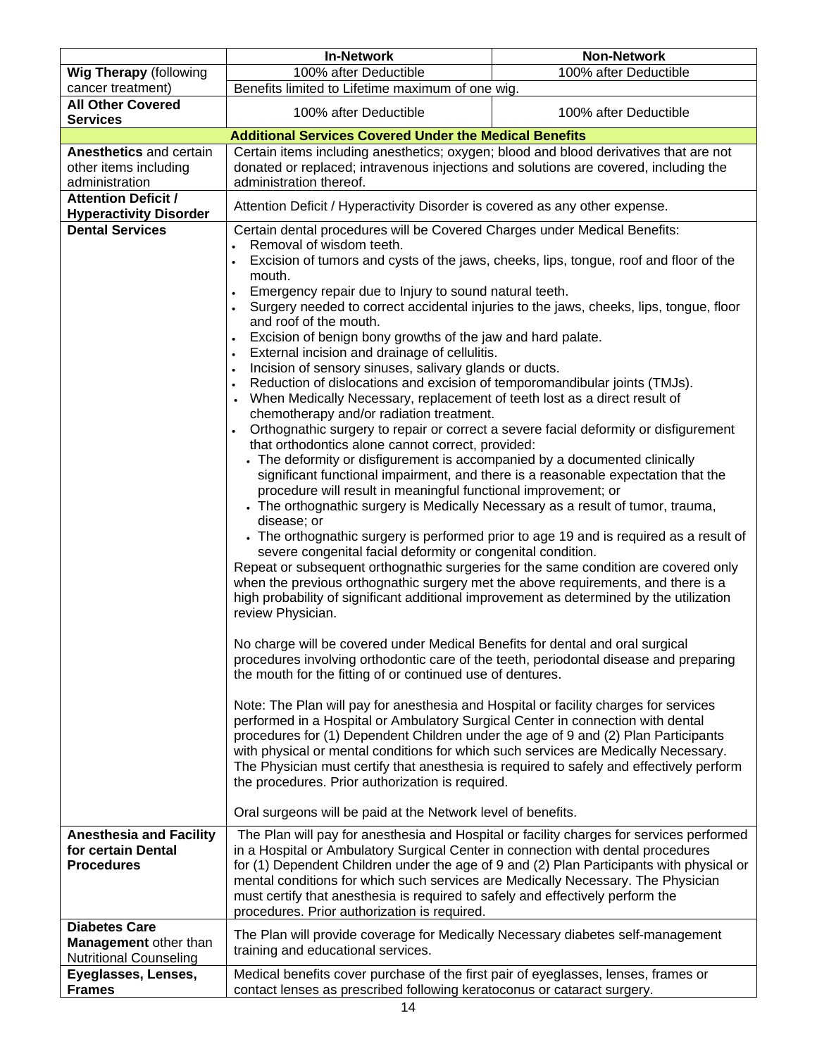| | In-Network | Non-Network |
|---|---|---|
| **Wig Therapy** (following cancer treatment) | 100% after Deductible | 100% after Deductible |
| | Benefits limited to Lifetime maximum of one wig. | |
| **All Other Covered Services** | 100% after Deductible | 100% after Deductible |
| | **Additional Services Covered Under the Medical Benefits** | |
| **Anesthetics** and certain other items including administration | Certain items including anesthetics; oxygen; blood and blood derivatives that are not donated or replaced; intravenous injections and solutions are covered, including the administration thereof. | |
| **Attention Deficit / Hyperactivity Disorder** | Attention Deficit / Hyperactivity Disorder is covered as any other expense. | |
| **Dental Services** | Certain dental procedures will be Covered Charges under Medical Benefits:<br>• Removal of wisdom teeth.<br>• Excision of tumors and cysts of the jaws, cheeks, lips, tongue, roof and floor of the mouth.<br>• Emergency repair due to Injury to sound natural teeth.<br>• Surgery needed to correct accidental injuries to the jaws, cheeks, lips, tongue, floor and roof of the mouth.<br>• Excision of benign bony growths of the jaw and hard palate.<br>• External incision and drainage of cellulitis.<br>• Incision of sensory sinuses, salivary glands or ducts.<br>• Reduction of dislocations and excision of temporomandibular joints (TMJs).<br>• When Medically Necessary, replacement of teeth lost as a direct result of chemotherapy and/or radiation treatment.<br>• Orthognathic surgery to repair or correct a severe facial deformity or disfigurement that orthodontics alone cannot correct, provided:<br>&nbsp;&nbsp;• The deformity or disfigurement is accompanied by a documented clinically significant functional impairment, and there is a reasonable expectation that the procedure will result in meaningful functional improvement; or<br>&nbsp;&nbsp;• The orthognathic surgery is Medically Necessary as a result of tumor, trauma, disease; or<br>&nbsp;&nbsp;• The orthognathic surgery is performed prior to age 19 and is required as a result of severe congenital facial deformity or congenital condition.<br>Repeat or subsequent orthognathic surgeries for the same condition are covered only when the previous orthognathic surgery met the above requirements, and there is a high probability of significant additional improvement as determined by the utilization review Physician.<br><br>No charge will be covered under Medical Benefits for dental and oral surgical procedures involving orthodontic care of the teeth, periodontal disease and preparing the mouth for the fitting of or continued use of dentures.<br><br>Note: The Plan will pay for anesthesia and Hospital or facility charges for services performed in a Hospital or Ambulatory Surgical Center in connection with dental procedures for (1) Dependent Children under the age of 9 and (2) Plan Participants with physical or mental conditions for which such services are Medically Necessary. The Physician must certify that anesthesia is required to safely and effectively perform the procedures. Prior authorization is required.<br><br>Oral surgeons will be paid at the Network level of benefits. | |
| **Anesthesia and Facility for certain Dental Procedures** | The Plan will pay for anesthesia and Hospital or facility charges for services performed in a Hospital or Ambulatory Surgical Center in connection with dental procedures for (1) Dependent Children under the age of 9 and (2) Plan Participants with physical or mental conditions for which such services are Medically Necessary. The Physician must certify that anesthesia is required to safely and effectively perform the procedures. Prior authorization is required. | |
| **Diabetes Care Management** other than Nutritional Counseling | The Plan will provide coverage for Medically Necessary diabetes self-management training and educational services. | |
| **Eyeglasses, Lenses, Frames** | Medical benefits cover purchase of the first pair of eyeglasses, lenses, frames or contact lenses as prescribed following keratoconus or cataract surgery. | |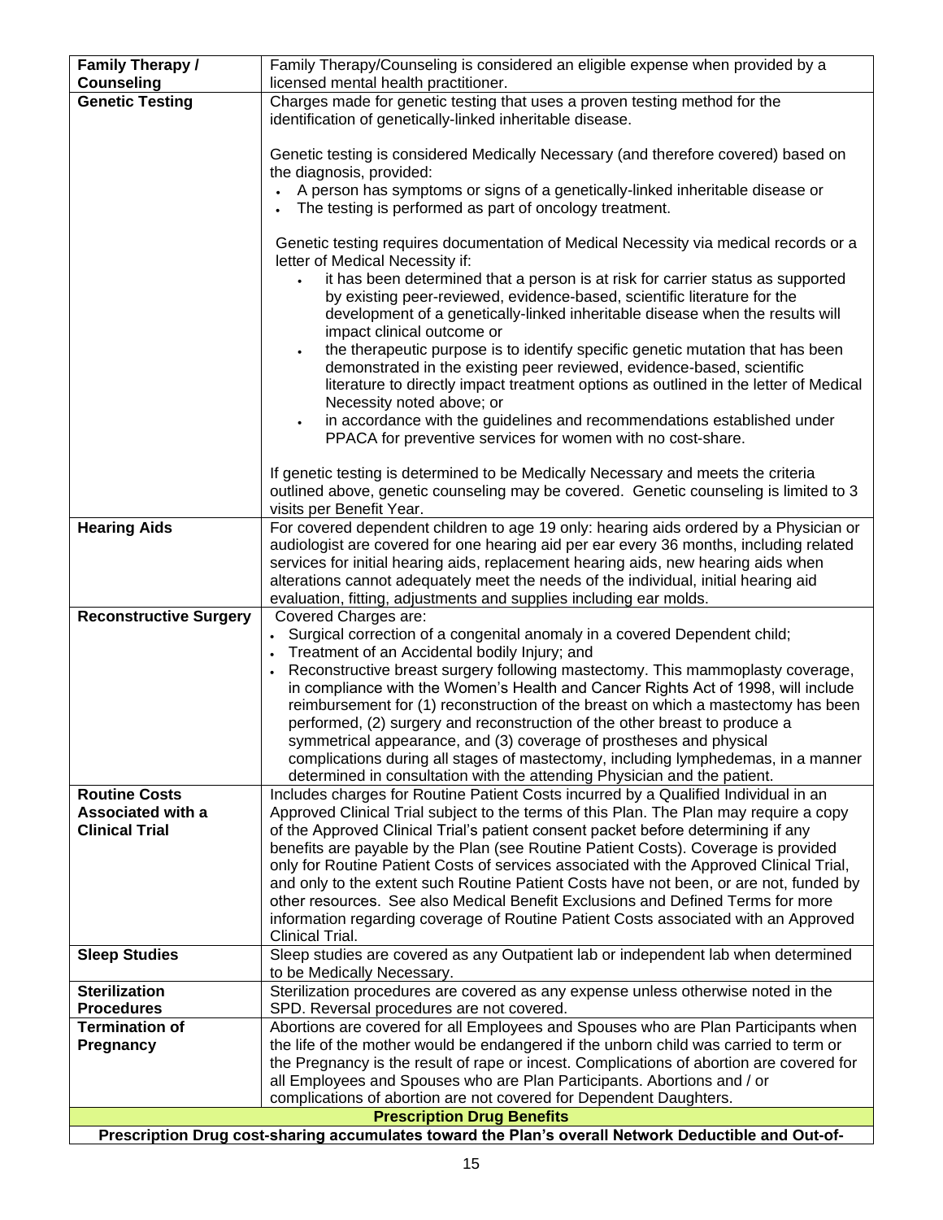| | |
|---|---|
| **Family Therapy / Counseling** | Family Therapy/Counseling is considered an eligible expense when provided by a licensed mental health practitioner. |
| **Genetic Testing** | Charges made for genetic testing that uses a proven testing method for the identification of genetically-linked inheritable disease.<br><br>Genetic testing is considered Medically Necessary (and therefore covered) based on the diagnosis, provided:<br>• A person has symptoms or signs of a genetically-linked inheritable disease or<br>• The testing is performed as part of oncology treatment.<br><br>Genetic testing requires documentation of Medical Necessity via medical records or a letter of Medical Necessity if:<br>• it has been determined that a person is at risk for carrier status as supported by existing peer-reviewed, evidence-based, scientific literature for the development of a genetically-linked inheritable disease when the results will impact clinical outcome or<br>• the therapeutic purpose is to identify specific genetic mutation that has been demonstrated in the existing peer reviewed, evidence-based, scientific literature to directly impact treatment options as outlined in the letter of Medical Necessity noted above; or<br>• in accordance with the guidelines and recommendations established under PPACA for preventive services for women with no cost-share.<br><br>If genetic testing is determined to be Medically Necessary and meets the criteria outlined above, genetic counseling may be covered. Genetic counseling is limited to 3 visits per Benefit Year. |
| **Hearing Aids** | For covered dependent children to age 19 only: hearing aids ordered by a Physician or audiologist are covered for one hearing aid per ear every 36 months, including related services for initial hearing aids, replacement hearing aids, new hearing aids when alterations cannot adequately meet the needs of the individual, initial hearing aid evaluation, fitting, adjustments and supplies including ear molds. |
| **Reconstructive Surgery** | Covered Charges are:<br>• Surgical correction of a congenital anomaly in a covered Dependent child;<br>• Treatment of an Accidental bodily Injury; and<br>• Reconstructive breast surgery following mastectomy. This mammoplasty coverage, in compliance with the Women's Health and Cancer Rights Act of 1998, will include reimbursement for (1) reconstruction of the breast on which a mastectomy has been performed, (2) surgery and reconstruction of the other breast to produce a symmetrical appearance, and (3) coverage of prostheses and physical complications during all stages of mastectomy, including lymphedemas, in a manner determined in consultation with the attending Physician and the patient. |
| **Routine Costs Associated with a Clinical Trial** | Includes charges for Routine Patient Costs incurred by a Qualified Individual in an Approved Clinical Trial subject to the terms of this Plan. The Plan may require a copy of the Approved Clinical Trial's patient consent packet before determining if any benefits are payable by the Plan (see Routine Patient Costs). Coverage is provided only for Routine Patient Costs of services associated with the Approved Clinical Trial, and only to the extent such Routine Patient Costs have not been, or are not, funded by other resources. See also Medical Benefit Exclusions and Defined Terms for more information regarding coverage of Routine Patient Costs associated with an Approved Clinical Trial. |
| **Sleep Studies** | Sleep studies are covered as any Outpatient lab or independent lab when determined to be Medically Necessary. |
| **Sterilization Procedures** | Sterilization procedures are covered as any expense unless otherwise noted in the SPD. Reversal procedures are not covered. |
| **Termination of Pregnancy** | Abortions are covered for all Employees and Spouses who are Plan Participants when the life of the mother would be endangered if the unborn child was carried to term or the Pregnancy is the result of rape or incest. Complications of abortion are covered for all Employees and Spouses who are Plan Participants. Abortions and / or complications of abortion are not covered for Dependent Daughters. |

**Prescription Drug Benefits**

**Prescription Drug cost-sharing accumulates toward the Plan's overall Network Deductible and Out-of-**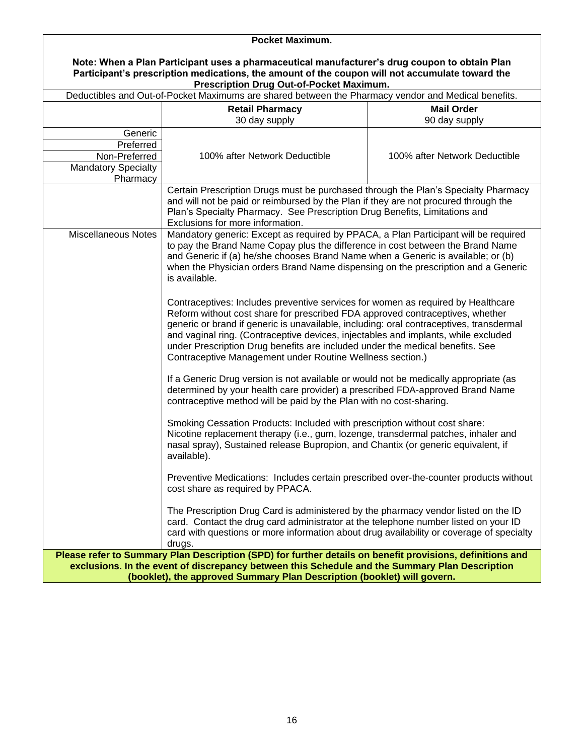**Pocket Maximum.**

**Note: When a Plan Participant uses a pharmaceutical manufacturer's drug coupon to obtain Plan Participant's prescription medications, the amount of the coupon will not accumulate toward the Prescription Drug Out-of-Pocket Maximum.**

Deductibles and Out-of-Pocket Maximums are shared between the Pharmacy vendor and Medical benefits.

| | **Retail Pharmacy** 30 day supply | **Mail Order** 90 day supply |
|---|---|---|
| Generic<br>Preferred<br>Non-Preferred<br>Mandatory Specialty Pharmacy | 100% after Network Deductible | 100% after Network Deductible |
| | Certain Prescription Drugs must be purchased through the Plan's Specialty Pharmacy and will not be paid or reimbursed by the Plan if they are not procured through the Plan's Specialty Pharmacy. See Prescription Drug Benefits, Limitations and Exclusions for more information. | |
| Miscellaneous Notes | Mandatory generic: Except as required by PPACA, a Plan Participant will be required to pay the Brand Name Copay plus the difference in cost between the Brand Name and Generic if (a) he/she chooses Brand Name when a Generic is available; or (b) when the Physician orders Brand Name dispensing on the prescription and a Generic is available.<br><br>Contraceptives: Includes preventive services for women as required by Healthcare Reform without cost share for prescribed FDA approved contraceptives, whether generic or brand if generic is unavailable, including: oral contraceptives, transdermal and vaginal ring. (Contraceptive devices, injectables and implants, while excluded under Prescription Drug benefits are included under the medical benefits. See Contraceptive Management under Routine Wellness section.)<br><br>If a Generic Drug version is not available or would not be medically appropriate (as determined by your health care provider) a prescribed FDA-approved Brand Name contraceptive method will be paid by the Plan with no cost-sharing.<br><br>Smoking Cessation Products: Included with prescription without cost share: Nicotine replacement therapy (i.e., gum, lozenge, transdermal patches, inhaler and nasal spray), Sustained release Bupropion, and Chantix (or generic equivalent, if available).<br><br>Preventive Medications: Includes certain prescribed over-the-counter products without cost share as required by PPACA.<br><br>The Prescription Drug Card is administered by the pharmacy vendor listed on the ID card. Contact the drug card administrator at the telephone number listed on your ID card with questions or more information about drug availability or coverage of specialty drugs. | |

**Please refer to Summary Plan Description (SPD) for further details on benefit provisions, definitions and exclusions. In the event of discrepancy between this Schedule and the Summary Plan Description (booklet), the approved Summary Plan Description (booklet) will govern.**